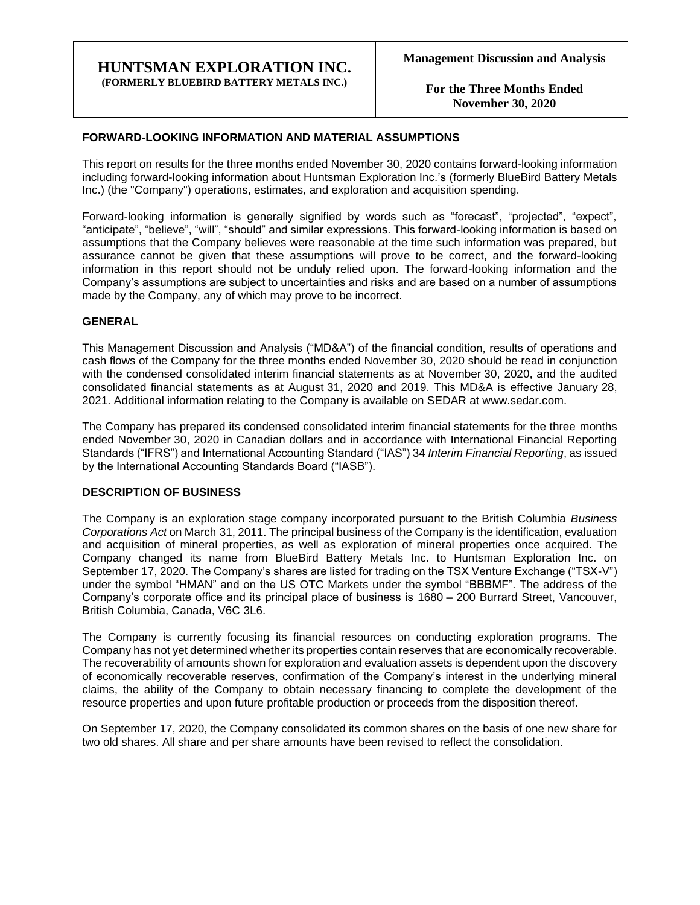# HUNTSMAN EXPLORATION INC.
**(FORMERLY BLUEBIRD BATTERY METALS INC.)**

**Management Discussion and Analysis**

**For the Three Months Ended November 30, 2020**

## FORWARD-LOOKING INFORMATION AND MATERIAL ASSUMPTIONS

This report on results for the three months ended November 30, 2020 contains forward-looking information including forward-looking information about Huntsman Exploration Inc.'s (formerly BlueBird Battery Metals Inc.) (the "Company") operations, estimates, and exploration and acquisition spending.

Forward-looking information is generally signified by words such as "forecast", "projected", "expect", "anticipate", "believe", "will", "should" and similar expressions. This forward-looking information is based on assumptions that the Company believes were reasonable at the time such information was prepared, but assurance cannot be given that these assumptions will prove to be correct, and the forward-looking information in this report should not be unduly relied upon. The forward-looking information and the Company's assumptions are subject to uncertainties and risks and are based on a number of assumptions made by the Company, any of which may prove to be incorrect.

## GENERAL

This Management Discussion and Analysis ("MD&A") of the financial condition, results of operations and cash flows of the Company for the three months ended November 30, 2020 should be read in conjunction with the condensed consolidated interim financial statements as at November 30, 2020, and the audited consolidated financial statements as at August 31, 2020 and 2019. This MD&A is effective January 28, 2021. Additional information relating to the Company is available on SEDAR at www.sedar.com.

The Company has prepared its condensed consolidated interim financial statements for the three months ended November 30, 2020 in Canadian dollars and in accordance with International Financial Reporting Standards ("IFRS") and International Accounting Standard ("IAS") 34 *Interim Financial Reporting*, as issued by the International Accounting Standards Board ("IASB").

## DESCRIPTION OF BUSINESS

The Company is an exploration stage company incorporated pursuant to the British Columbia *Business Corporations Act* on March 31, 2011. The principal business of the Company is the identification, evaluation and acquisition of mineral properties, as well as exploration of mineral properties once acquired. The Company changed its name from BlueBird Battery Metals Inc. to Huntsman Exploration Inc. on September 17, 2020. The Company's shares are listed for trading on the TSX Venture Exchange ("TSX-V") under the symbol "HMAN" and on the US OTC Markets under the symbol "BBBMF". The address of the Company's corporate office and its principal place of business is 1680 – 200 Burrard Street, Vancouver, British Columbia, Canada, V6C 3L6.

The Company is currently focusing its financial resources on conducting exploration programs. The Company has not yet determined whether its properties contain reserves that are economically recoverable. The recoverability of amounts shown for exploration and evaluation assets is dependent upon the discovery of economically recoverable reserves, confirmation of the Company's interest in the underlying mineral claims, the ability of the Company to obtain necessary financing to complete the development of the resource properties and upon future profitable production or proceeds from the disposition thereof.

On September 17, 2020, the Company consolidated its common shares on the basis of one new share for two old shares. All share and per share amounts have been revised to reflect the consolidation.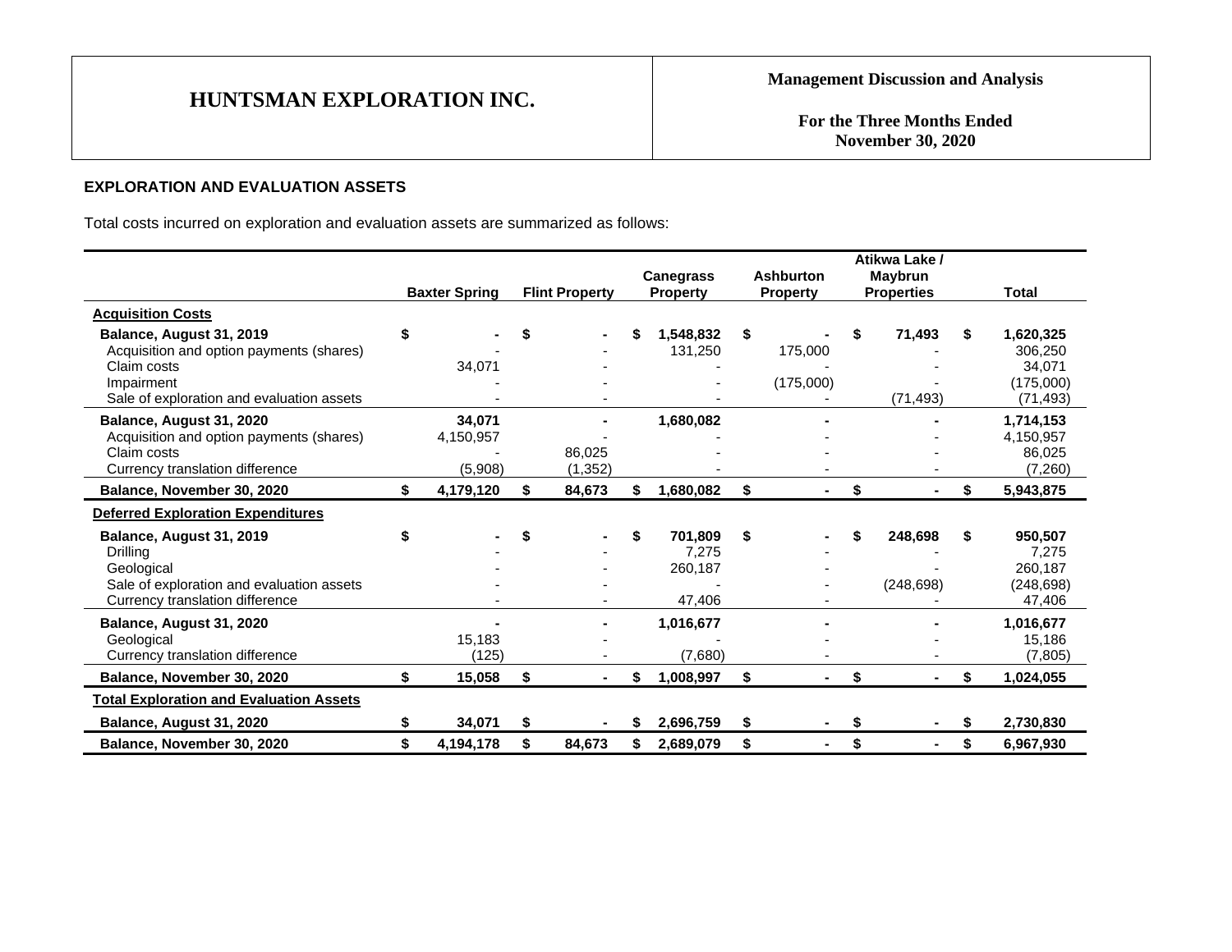## EXPLORATION AND EVALUATION ASSETS

Total costs incurred on exploration and evaluation assets are summarized as follows:

| | Baxter Spring | Flint Property | Canegrass Property | Ashburton Property | Atikwa Lake / Maybrun Properties | Total |
|---|---|---|---|---|---|---|
| **Acquisition Costs** | | | | | | |
| **Balance, August 31, 2019** | $ - | $ - | $ 1,548,832 | $ - | $ 71,493 | $ 1,620,325 |
| Acquisition and option payments (shares) | - | - | 131,250 | 175,000 | - | 306,250 |
| Claim costs | 34,071 | - | - | - | - | 34,071 |
| Impairment | - | - | - | (175,000) | - | (175,000) |
| Sale of exploration and evaluation assets | - | - | - | - | (71,493) | (71,493) |
| **Balance, August 31, 2020** | 34,071 | - | 1,680,082 | - | - | 1,714,153 |
| Acquisition and option payments (shares) | 4,150,957 | - | - | - | - | 4,150,957 |
| Claim costs | - | 86,025 | - | - | - | 86,025 |
| Currency translation difference | (5,908) | (1,352) | - | - | - | (7,260) |
| **Balance, November 30, 2020** | $ 4,179,120 | $ 84,673 | $ 1,680,082 | $ - | $ - | $ 5,943,875 |
| **Deferred Exploration Expenditures** | | | | | | |
| **Balance, August 31, 2019** | $ - | $ - | $ 701,809 | $ - | $ 248,698 | $ 950,507 |
| Drilling | - | - | 7,275 | - | - | 7,275 |
| Geological | - | - | 260,187 | - | - | 260,187 |
| Sale of exploration and evaluation assets | - | - | - | - | (248,698) | (248,698) |
| Currency translation difference | - | - | 47,406 | - | - | 47,406 |
| **Balance, August 31, 2020** | - | - | 1,016,677 | - | - | 1,016,677 |
| Geological | 15,183 | - | - | - | - | 15,186 |
| Currency translation difference | (125) | - | (7,680) | - | - | (7,805) |
| **Balance, November 30, 2020** | $ 15,058 | $ - | $ 1,008,997 | $ - | $ - | $ 1,024,055 |
| **Total Exploration and Evaluation Assets** | | | | | | |
| **Balance, August 31, 2020** | $ 34,071 | $ - | $ 2,696,759 | $ - | $ - | $ 2,730,830 |
| **Balance, November 30, 2020** | $ 4,194,178 | $ 84,673 | $ 2,689,079 | $ - | $ - | $ 6,967,930 |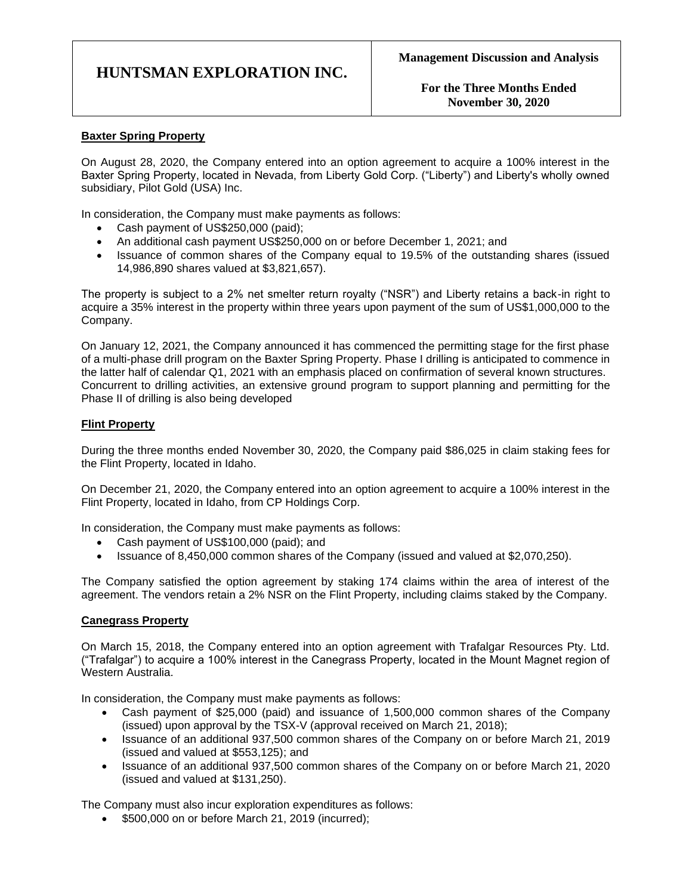## Baxter Spring Property

On August 28, 2020, the Company entered into an option agreement to acquire a 100% interest in the Baxter Spring Property, located in Nevada, from Liberty Gold Corp. ("Liberty") and Liberty's wholly owned subsidiary, Pilot Gold (USA) Inc.

In consideration, the Company must make payments as follows:

- Cash payment of US$250,000 (paid);
- An additional cash payment US$250,000 on or before December 1, 2021; and
- Issuance of common shares of the Company equal to 19.5% of the outstanding shares (issued 14,986,890 shares valued at $3,821,657).

The property is subject to a 2% net smelter return royalty ("NSR") and Liberty retains a back-in right to acquire a 35% interest in the property within three years upon payment of the sum of US$1,000,000 to the Company.

On January 12, 2021, the Company announced it has commenced the permitting stage for the first phase of a multi-phase drill program on the Baxter Spring Property. Phase I drilling is anticipated to commence in the latter half of calendar Q1, 2021 with an emphasis placed on confirmation of several known structures. Concurrent to drilling activities, an extensive ground program to support planning and permitting for the Phase II of drilling is also being developed

## Flint Property

During the three months ended November 30, 2020, the Company paid $86,025 in claim staking fees for the Flint Property, located in Idaho.

On December 21, 2020, the Company entered into an option agreement to acquire a 100% interest in the Flint Property, located in Idaho, from CP Holdings Corp.

In consideration, the Company must make payments as follows:

- Cash payment of US$100,000 (paid); and
- Issuance of 8,450,000 common shares of the Company (issued and valued at $2,070,250).

The Company satisfied the option agreement by staking 174 claims within the area of interest of the agreement. The vendors retain a 2% NSR on the Flint Property, including claims staked by the Company.

## Canegrass Property

On March 15, 2018, the Company entered into an option agreement with Trafalgar Resources Pty. Ltd. ("Trafalgar") to acquire a 100% interest in the Canegrass Property, located in the Mount Magnet region of Western Australia.

In consideration, the Company must make payments as follows:

- Cash payment of $25,000 (paid) and issuance of 1,500,000 common shares of the Company (issued) upon approval by the TSX-V (approval received on March 21, 2018);
- Issuance of an additional 937,500 common shares of the Company on or before March 21, 2019 (issued and valued at $553,125); and
- Issuance of an additional 937,500 common shares of the Company on or before March 21, 2020 (issued and valued at $131,250).

The Company must also incur exploration expenditures as follows:

- $500,000 on or before March 21, 2019 (incurred);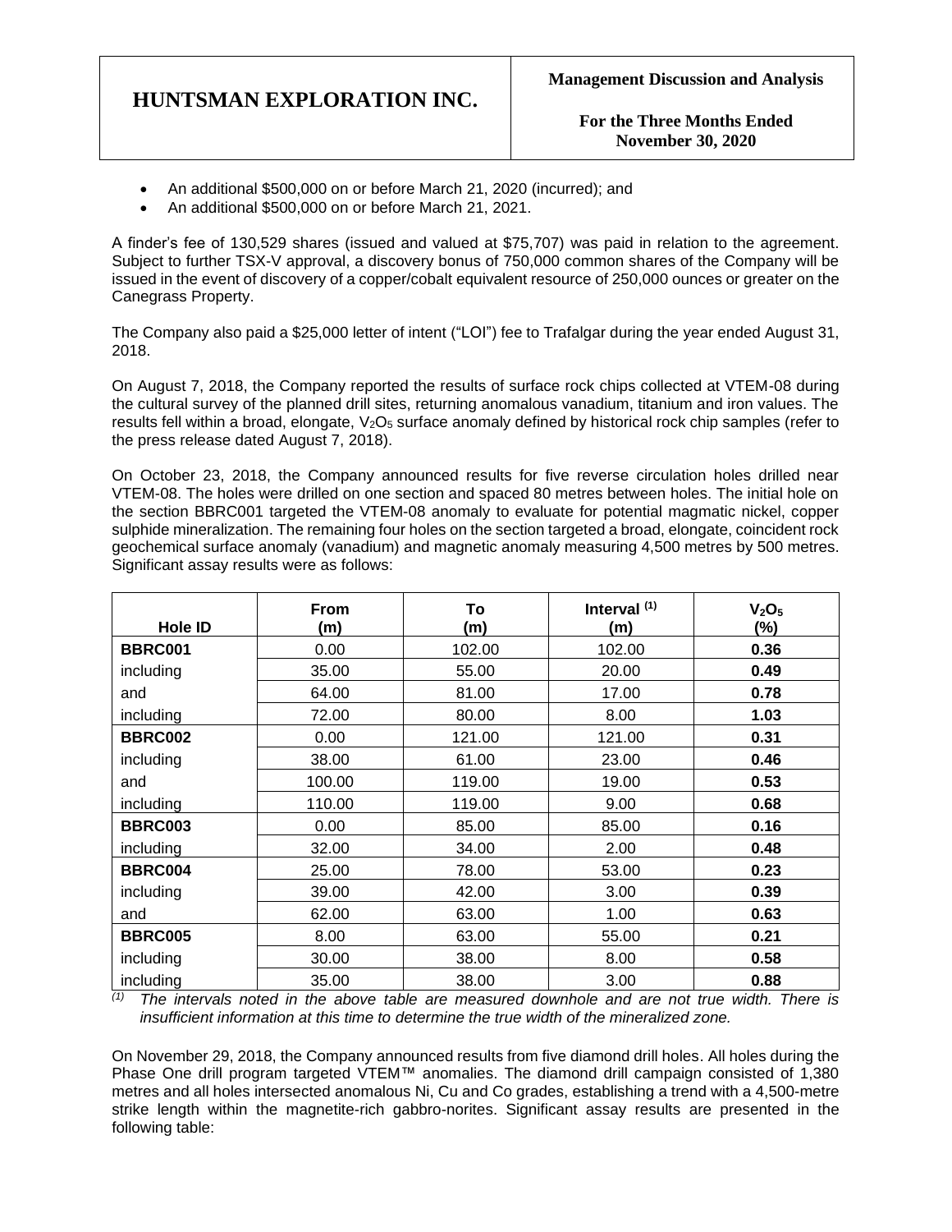- An additional $500,000 on or before March 21, 2020 (incurred); and
- An additional $500,000 on or before March 21, 2021.

A finder's fee of 130,529 shares (issued and valued at $75,707) was paid in relation to the agreement. Subject to further TSX-V approval, a discovery bonus of 750,000 common shares of the Company will be issued in the event of discovery of a copper/cobalt equivalent resource of 250,000 ounces or greater on the Canegrass Property.

The Company also paid a $25,000 letter of intent ("LOI") fee to Trafalgar during the year ended August 31, 2018.

On August 7, 2018, the Company reported the results of surface rock chips collected at VTEM-08 during the cultural survey of the planned drill sites, returning anomalous vanadium, titanium and iron values. The results fell within a broad, elongate, $V_2O_5$ surface anomaly defined by historical rock chip samples (refer to the press release dated August 7, 2018).

On October 23, 2018, the Company announced results for five reverse circulation holes drilled near VTEM-08. The holes were drilled on one section and spaced 80 metres between holes. The initial hole on the section BBRC001 targeted the VTEM-08 anomaly to evaluate for potential magmatic nickel, copper sulphide mineralization. The remaining four holes on the section targeted a broad, elongate, coincident rock geochemical surface anomaly (vanadium) and magnetic anomaly measuring 4,500 metres by 500 metres. Significant assay results were as follows:

| Hole ID | From (m) | To (m) | Interval [(1)] (m) | $V_2O_5$ (%) |
|---|---|---|---|---|
| **BBRC001** | 0.00 | 102.00 | 102.00 | **0.36** |
| including | 35.00 | 55.00 | 20.00 | **0.49** |
| and | 64.00 | 81.00 | 17.00 | **0.78** |
| including | 72.00 | 80.00 | 8.00 | **1.03** |
| **BBRC002** | 0.00 | 121.00 | 121.00 | **0.31** |
| including | 38.00 | 61.00 | 23.00 | **0.46** |
| and | 100.00 | 119.00 | 19.00 | **0.53** |
| including | 110.00 | 119.00 | 9.00 | **0.68** |
| **BBRC003** | 0.00 | 85.00 | 85.00 | **0.16** |
| including | 32.00 | 34.00 | 2.00 | **0.48** |
| **BBRC004** | 25.00 | 78.00 | 53.00 | **0.23** |
| including | 39.00 | 42.00 | 3.00 | **0.39** |
| and | 62.00 | 63.00 | 1.00 | **0.63** |
| **BBRC005** | 8.00 | 63.00 | 55.00 | **0.21** |
| including | 30.00 | 38.00 | 8.00 | **0.58** |
| including | 35.00 | 38.00 | 3.00 | **0.88** |

*(1) The intervals noted in the above table are measured downhole and are not true width. There is insufficient information at this time to determine the true width of the mineralized zone.*

On November 29, 2018, the Company announced results from five diamond drill holes. All holes during the Phase One drill program targeted VTEM™ anomalies. The diamond drill campaign consisted of 1,380 metres and all holes intersected anomalous Ni, Cu and Co grades, establishing a trend with a 4,500-metre strike length within the magnetite-rich gabbro-norites. Significant assay results are presented in the following table: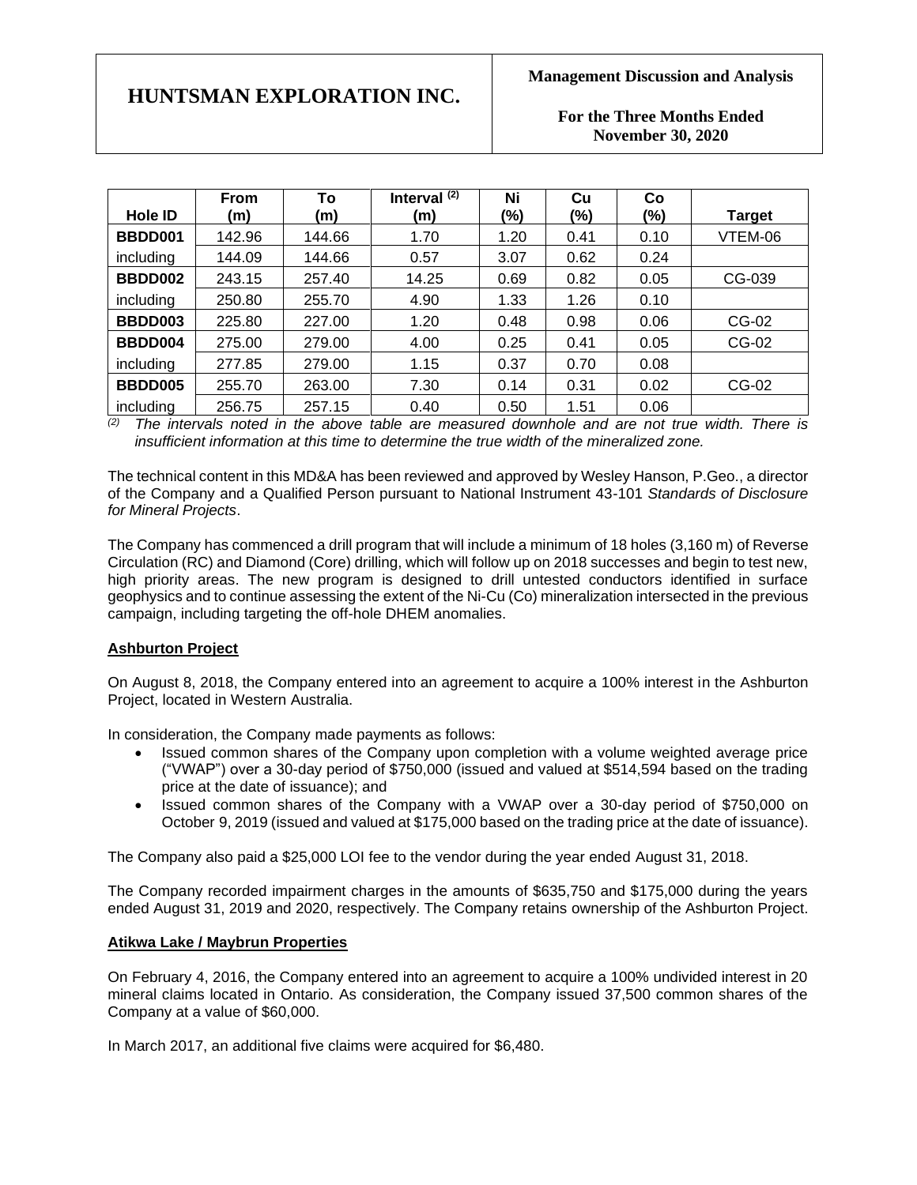| Hole ID | From (m) | To (m) | Interval [(2)] (m) | Ni (%) | Cu (%) | Co (%) | Target |
|---|---|---|---|---|---|---|---|
| **BBDD001** | 142.96 | 144.66 | 1.70 | 1.20 | 0.41 | 0.10 | VTEM-06 |
| including | 144.09 | 144.66 | 0.57 | 3.07 | 0.62 | 0.24 | |
| **BBDD002** | 243.15 | 257.40 | 14.25 | 0.69 | 0.82 | 0.05 | CG-039 |
| including | 250.80 | 255.70 | 4.90 | 1.33 | 1.26 | 0.10 | |
| **BBDD003** | 225.80 | 227.00 | 1.20 | 0.48 | 0.98 | 0.06 | CG-02 |
| **BBDD004** | 275.00 | 279.00 | 4.00 | 0.25 | 0.41 | 0.05 | CG-02 |
| including | 277.85 | 279.00 | 1.15 | 0.37 | 0.70 | 0.08 | |
| **BBDD005** | 255.70 | 263.00 | 7.30 | 0.14 | 0.31 | 0.02 | CG-02 |
| including | 256.75 | 257.15 | 0.40 | 0.50 | 1.51 | 0.06 | |

*(2) The intervals noted in the above table are measured downhole and are not true width. There is insufficient information at this time to determine the true width of the mineralized zone.*

The technical content in this MD&A has been reviewed and approved by Wesley Hanson, P.Geo., a director of the Company and a Qualified Person pursuant to National Instrument 43-101 *Standards of Disclosure for Mineral Projects*.

The Company has commenced a drill program that will include a minimum of 18 holes (3,160 m) of Reverse Circulation (RC) and Diamond (Core) drilling, which will follow up on 2018 successes and begin to test new, high priority areas. The new program is designed to drill untested conductors identified in surface geophysics and to continue assessing the extent of the Ni-Cu (Co) mineralization intersected in the previous campaign, including targeting the off-hole DHEM anomalies.

**Ashburton Project**

On August 8, 2018, the Company entered into an agreement to acquire a 100% interest in the Ashburton Project, located in Western Australia.

In consideration, the Company made payments as follows:

- Issued common shares of the Company upon completion with a volume weighted average price ("VWAP") over a 30-day period of $750,000 (issued and valued at $514,594 based on the trading price at the date of issuance); and
- Issued common shares of the Company with a VWAP over a 30-day period of $750,000 on October 9, 2019 (issued and valued at $175,000 based on the trading price at the date of issuance).

The Company also paid a $25,000 LOI fee to the vendor during the year ended August 31, 2018.

The Company recorded impairment charges in the amounts of $635,750 and $175,000 during the years ended August 31, 2019 and 2020, respectively. The Company retains ownership of the Ashburton Project.

**Atikwa Lake / Maybrun Properties**

On February 4, 2016, the Company entered into an agreement to acquire a 100% undivided interest in 20 mineral claims located in Ontario. As consideration, the Company issued 37,500 common shares of the Company at a value of $60,000.

In March 2017, an additional five claims were acquired for $6,480.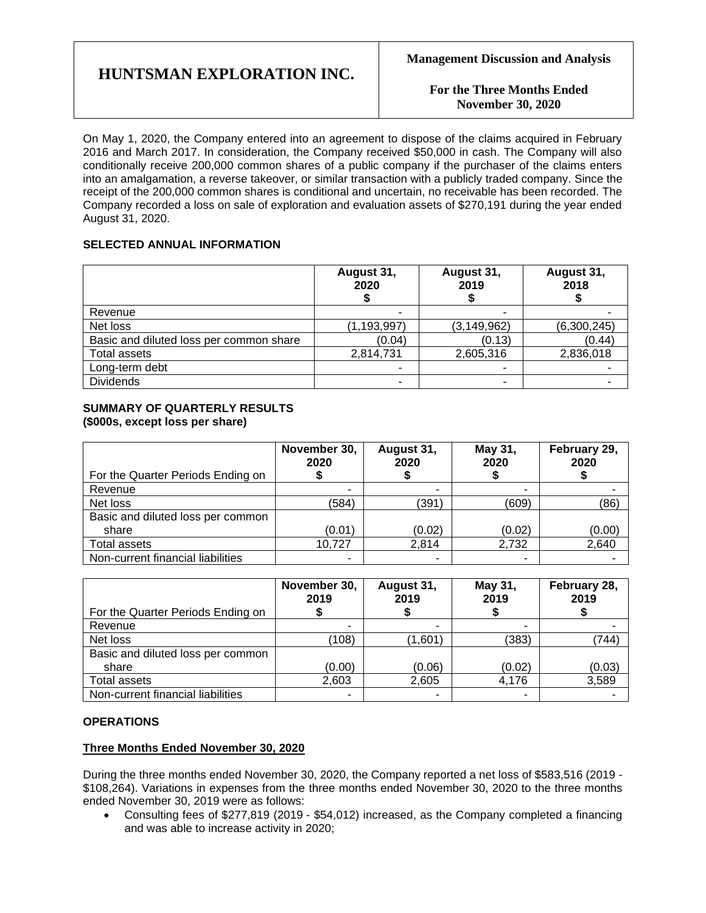On May 1, 2020, the Company entered into an agreement to dispose of the claims acquired in February 2016 and March 2017. In consideration, the Company received $50,000 in cash. The Company will also conditionally receive 200,000 common shares of a public company if the purchaser of the claims enters into an amalgamation, a reverse takeover, or similar transaction with a publicly traded company. Since the receipt of the 200,000 common shares is conditional and uncertain, no receivable has been recorded. The Company recorded a loss on sale of exploration and evaluation assets of $270,191 during the year ended August 31, 2020.

## SELECTED ANNUAL INFORMATION

| | August 31, 2020 $ | August 31, 2019 $ | August 31, 2018 $ |
|---|---|---|---|
| Revenue | - | - | - |
| Net loss | (1,193,997) | (3,149,962) | (6,300,245) |
| Basic and diluted loss per common share | (0.04) | (0.13) | (0.44) |
| Total assets | 2,814,731 | 2,605,316 | 2,836,018 |
| Long-term debt | - | - | - |
| Dividends | - | - | - |

## SUMMARY OF QUARTERLY RESULTS
## (\$000s, except loss per share)

| For the Quarter Periods Ending on | November 30, 2020 $ | August 31, 2020 $ | May 31, 2020 $ | February 29, 2020 $ |
|---|---|---|---|---|
| Revenue | - | - | - | - |
| Net loss | (584) | (391) | (609) | (86) |
| Basic and diluted loss per common share | (0.01) | (0.02) | (0.02) | (0.00) |
| Total assets | 10,727 | 2,814 | 2,732 | 2,640 |
| Non-current financial liabilities | - | - | - | - |

| For the Quarter Periods Ending on | November 30, 2019 $ | August 31, 2019 $ | May 31, 2019 $ | February 28, 2019 $ |
|---|---|---|---|---|
| Revenue | - | - | - | - |
| Net loss | (108) | (1,601) | (383) | (744) |
| Basic and diluted loss per common share | (0.00) | (0.06) | (0.02) | (0.03) |
| Total assets | 2,603 | 2,605 | 4,176 | 3,589 |
| Non-current financial liabilities | - | - | - | - |

## OPERATIONS

### Three Months Ended November 30, 2020

During the three months ended November 30, 2020, the Company reported a net loss of $583,516 (2019 - $108,264). Variations in expenses from the three months ended November 30, 2020 to the three months ended November 30, 2019 were as follows:

- Consulting fees of $277,819 (2019 - $54,012) increased, as the Company completed a financing and was able to increase activity in 2020;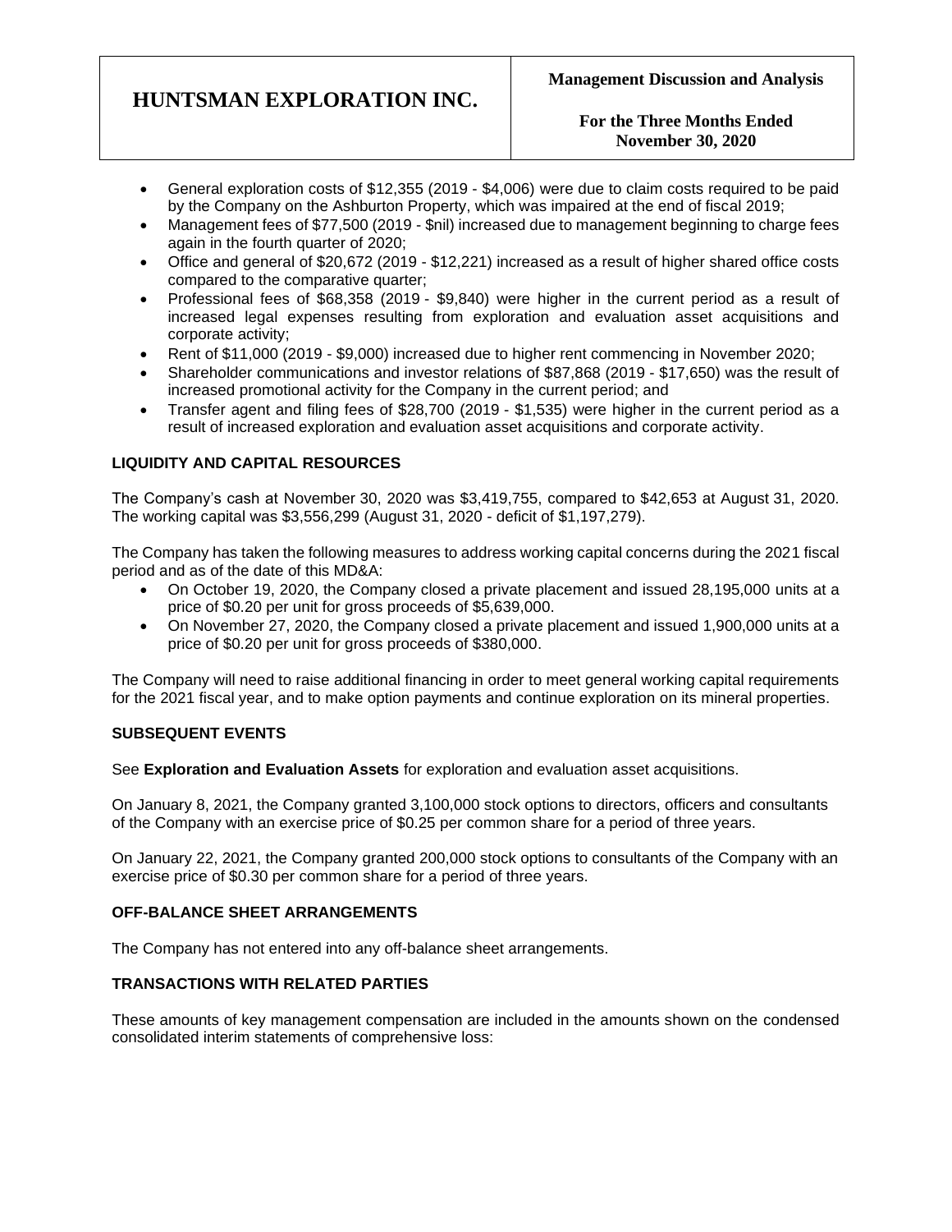- General exploration costs of $12,355 (2019 - $4,006) were due to claim costs required to be paid by the Company on the Ashburton Property, which was impaired at the end of fiscal 2019;
- Management fees of $77,500 (2019 - $nil) increased due to management beginning to charge fees again in the fourth quarter of 2020;
- Office and general of $20,672 (2019 - $12,221) increased as a result of higher shared office costs compared to the comparative quarter;
- Professional fees of $68,358 (2019 - $9,840) were higher in the current period as a result of increased legal expenses resulting from exploration and evaluation asset acquisitions and corporate activity;
- Rent of $11,000 (2019 - $9,000) increased due to higher rent commencing in November 2020;
- Shareholder communications and investor relations of $87,868 (2019 - $17,650) was the result of increased promotional activity for the Company in the current period; and
- Transfer agent and filing fees of $28,700 (2019 - $1,535) were higher in the current period as a result of increased exploration and evaluation asset acquisitions and corporate activity.

## LIQUIDITY AND CAPITAL RESOURCES

The Company's cash at November 30, 2020 was $3,419,755, compared to $42,653 at August 31, 2020. The working capital was $3,556,299 (August 31, 2020 - deficit of $1,197,279).

The Company has taken the following measures to address working capital concerns during the 2021 fiscal period and as of the date of this MD&A:

- On October 19, 2020, the Company closed a private placement and issued 28,195,000 units at a price of $0.20 per unit for gross proceeds of $5,639,000.
- On November 27, 2020, the Company closed a private placement and issued 1,900,000 units at a price of $0.20 per unit for gross proceeds of $380,000.

The Company will need to raise additional financing in order to meet general working capital requirements for the 2021 fiscal year, and to make option payments and continue exploration on its mineral properties.

## SUBSEQUENT EVENTS

See **Exploration and Evaluation Assets** for exploration and evaluation asset acquisitions.

On January 8, 2021, the Company granted 3,100,000 stock options to directors, officers and consultants of the Company with an exercise price of $0.25 per common share for a period of three years.

On January 22, 2021, the Company granted 200,000 stock options to consultants of the Company with an exercise price of $0.30 per common share for a period of three years.

## OFF-BALANCE SHEET ARRANGEMENTS

The Company has not entered into any off-balance sheet arrangements.

## TRANSACTIONS WITH RELATED PARTIES

These amounts of key management compensation are included in the amounts shown on the condensed consolidated interim statements of comprehensive loss: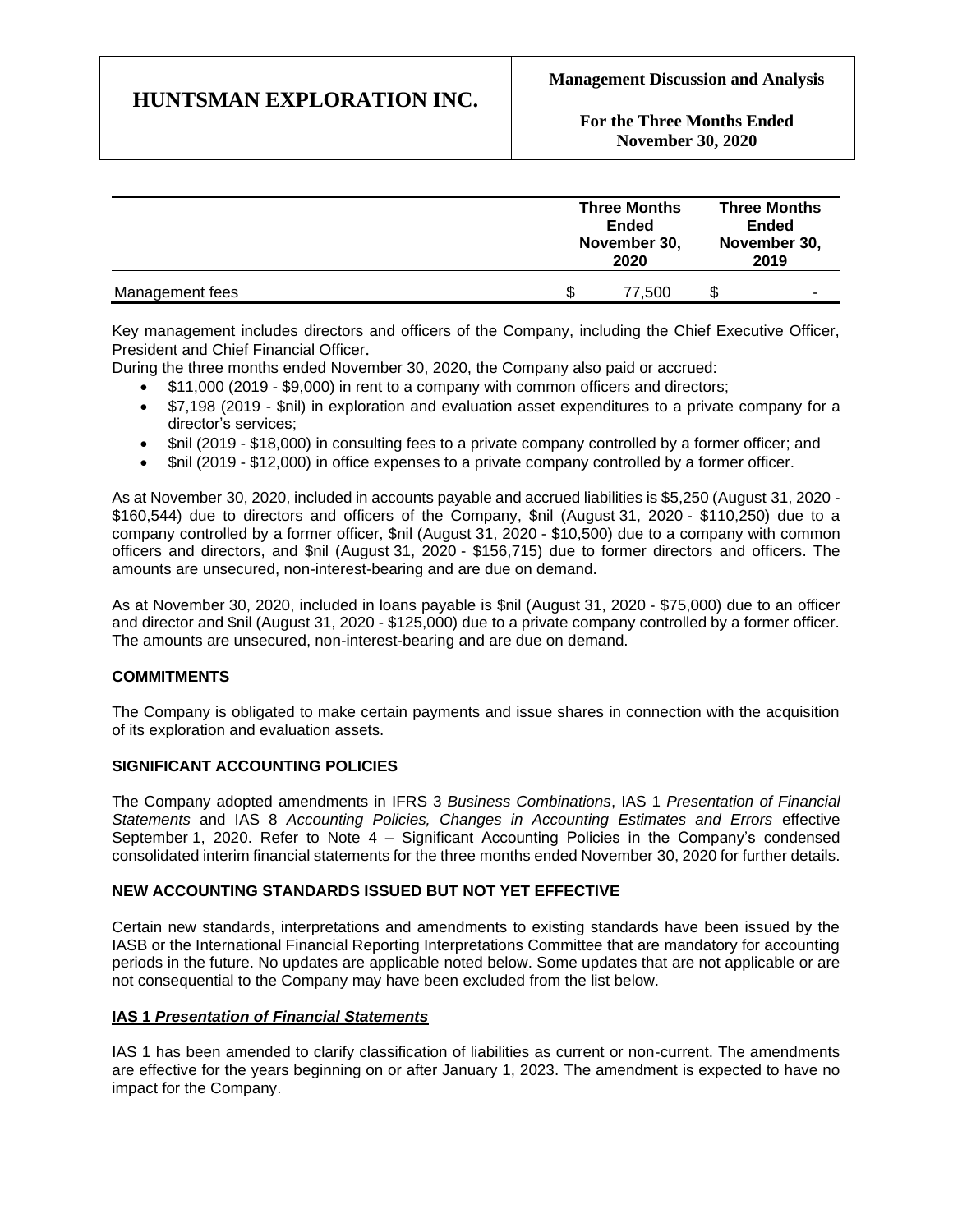| | Three Months Ended November 30, 2020 | Three Months Ended November 30, 2019 |
|---|---|---|
| Management fees | $ 77,500 | $ - |

Key management includes directors and officers of the Company, including the Chief Executive Officer, President and Chief Financial Officer.

During the three months ended November 30, 2020, the Company also paid or accrued:

- $11,000 (2019 - $9,000) in rent to a company with common officers and directors;
- $7,198 (2019 - $nil) in exploration and evaluation asset expenditures to a private company for a director's services;
- $nil (2019 - $18,000) in consulting fees to a private company controlled by a former officer; and
- $nil (2019 - $12,000) in office expenses to a private company controlled by a former officer.

As at November 30, 2020, included in accounts payable and accrued liabilities is $5,250 (August 31, 2020 - $160,544) due to directors and officers of the Company, $nil (August 31, 2020 - $110,250) due to a company controlled by a former officer, $nil (August 31, 2020 - $10,500) due to a company with common officers and directors, and $nil (August 31, 2020 - $156,715) due to former directors and officers. The amounts are unsecured, non-interest-bearing and are due on demand.

As at November 30, 2020, included in loans payable is $nil (August 31, 2020 - $75,000) due to an officer and director and $nil (August 31, 2020 - $125,000) due to a private company controlled by a former officer. The amounts are unsecured, non-interest-bearing and are due on demand.

## COMMITMENTS

The Company is obligated to make certain payments and issue shares in connection with the acquisition of its exploration and evaluation assets.

## SIGNIFICANT ACCOUNTING POLICIES

The Company adopted amendments in IFRS 3 *Business Combinations*, IAS 1 *Presentation of Financial Statements* and IAS 8 *Accounting Policies, Changes in Accounting Estimates and Errors* effective September 1, 2020. Refer to Note 4 – Significant Accounting Policies in the Company's condensed consolidated interim financial statements for the three months ended November 30, 2020 for further details.

## NEW ACCOUNTING STANDARDS ISSUED BUT NOT YET EFFECTIVE

Certain new standards, interpretations and amendments to existing standards have been issued by the IASB or the International Financial Reporting Interpretations Committee that are mandatory for accounting periods in the future. No updates are applicable noted below. Some updates that are not applicable or are not consequential to the Company may have been excluded from the list below.

### IAS 1 *Presentation of Financial Statements*

IAS 1 has been amended to clarify classification of liabilities as current or non-current. The amendments are effective for the years beginning on or after January 1, 2023. The amendment is expected to have no impact for the Company.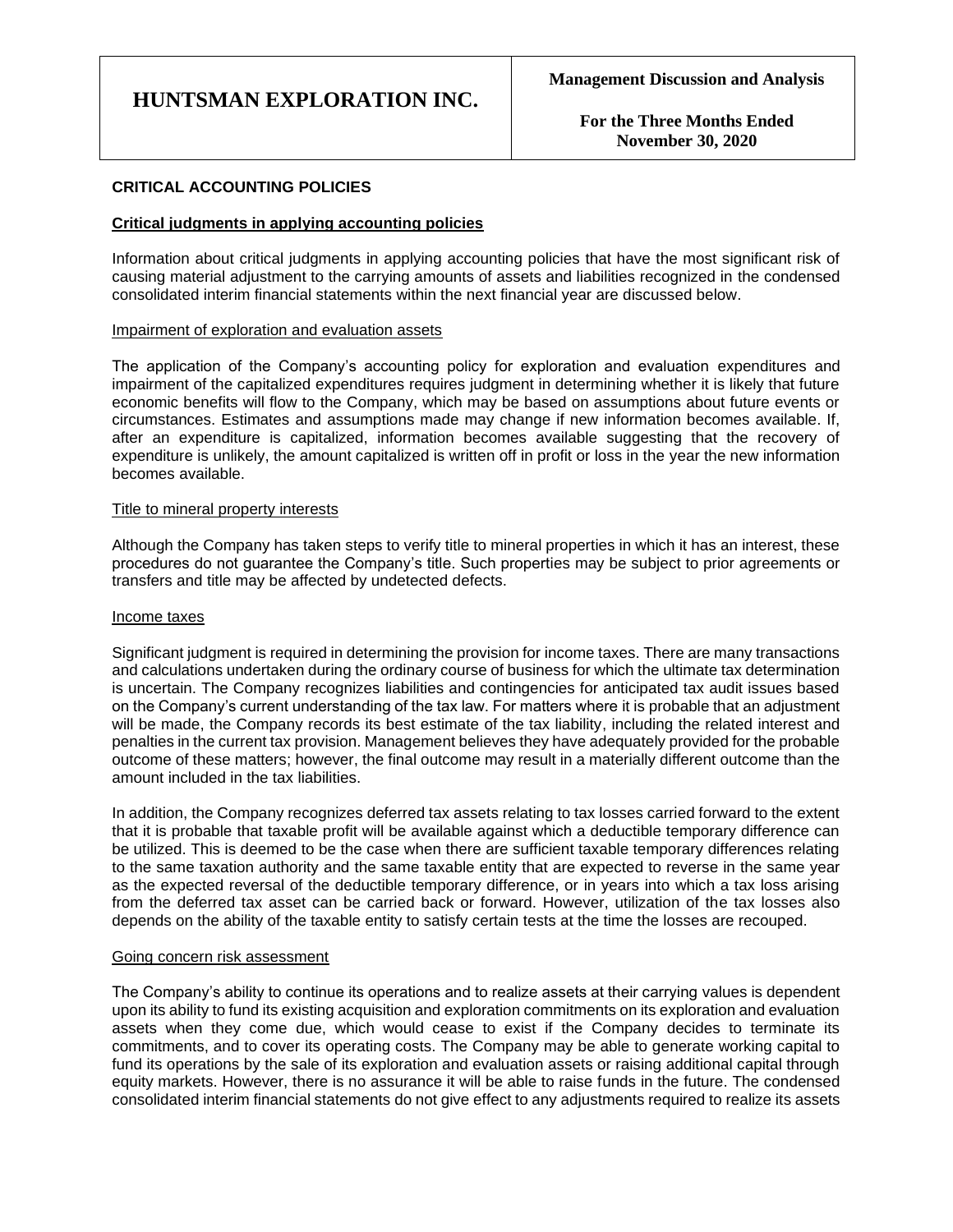## CRITICAL ACCOUNTING POLICIES

### Critical judgments in applying accounting policies

Information about critical judgments in applying accounting policies that have the most significant risk of causing material adjustment to the carrying amounts of assets and liabilities recognized in the condensed consolidated interim financial statements within the next financial year are discussed below.

#### Impairment of exploration and evaluation assets

The application of the Company's accounting policy for exploration and evaluation expenditures and impairment of the capitalized expenditures requires judgment in determining whether it is likely that future economic benefits will flow to the Company, which may be based on assumptions about future events or circumstances. Estimates and assumptions made may change if new information becomes available. If, after an expenditure is capitalized, information becomes available suggesting that the recovery of expenditure is unlikely, the amount capitalized is written off in profit or loss in the year the new information becomes available.

#### Title to mineral property interests

Although the Company has taken steps to verify title to mineral properties in which it has an interest, these procedures do not guarantee the Company's title. Such properties may be subject to prior agreements or transfers and title may be affected by undetected defects.

#### Income taxes

Significant judgment is required in determining the provision for income taxes. There are many transactions and calculations undertaken during the ordinary course of business for which the ultimate tax determination is uncertain. The Company recognizes liabilities and contingencies for anticipated tax audit issues based on the Company's current understanding of the tax law. For matters where it is probable that an adjustment will be made, the Company records its best estimate of the tax liability, including the related interest and penalties in the current tax provision. Management believes they have adequately provided for the probable outcome of these matters; however, the final outcome may result in a materially different outcome than the amount included in the tax liabilities.

In addition, the Company recognizes deferred tax assets relating to tax losses carried forward to the extent that it is probable that taxable profit will be available against which a deductible temporary difference can be utilized. This is deemed to be the case when there are sufficient taxable temporary differences relating to the same taxation authority and the same taxable entity that are expected to reverse in the same year as the expected reversal of the deductible temporary difference, or in years into which a tax loss arising from the deferred tax asset can be carried back or forward. However, utilization of the tax losses also depends on the ability of the taxable entity to satisfy certain tests at the time the losses are recouped.

#### Going concern risk assessment

The Company's ability to continue its operations and to realize assets at their carrying values is dependent upon its ability to fund its existing acquisition and exploration commitments on its exploration and evaluation assets when they come due, which would cease to exist if the Company decides to terminate its commitments, and to cover its operating costs. The Company may be able to generate working capital to fund its operations by the sale of its exploration and evaluation assets or raising additional capital through equity markets. However, there is no assurance it will be able to raise funds in the future. The condensed consolidated interim financial statements do not give effect to any adjustments required to realize its assets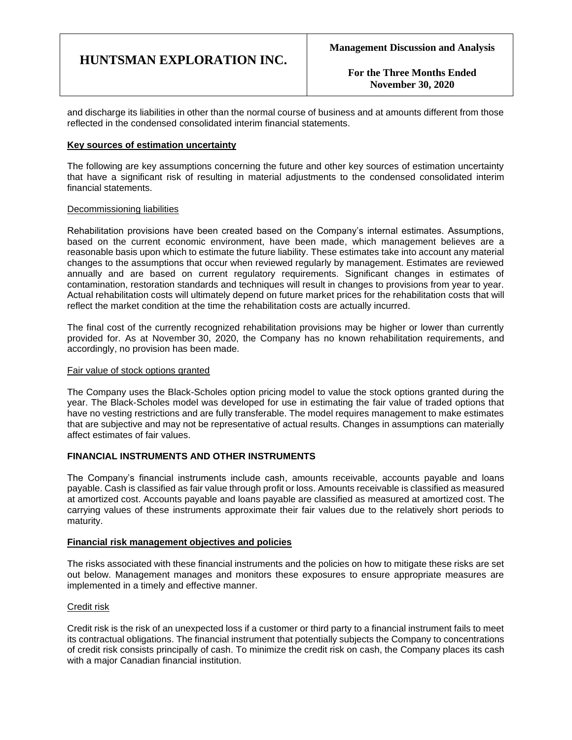and discharge its liabilities in other than the normal course of business and at amounts different from those reflected in the condensed consolidated interim financial statements.

**Key sources of estimation uncertainty**

The following are key assumptions concerning the future and other key sources of estimation uncertainty that have a significant risk of resulting in material adjustments to the condensed consolidated interim financial statements.

Decommissioning liabilities

Rehabilitation provisions have been created based on the Company's internal estimates. Assumptions, based on the current economic environment, have been made, which management believes are a reasonable basis upon which to estimate the future liability. These estimates take into account any material changes to the assumptions that occur when reviewed regularly by management. Estimates are reviewed annually and are based on current regulatory requirements. Significant changes in estimates of contamination, restoration standards and techniques will result in changes to provisions from year to year. Actual rehabilitation costs will ultimately depend on future market prices for the rehabilitation costs that will reflect the market condition at the time the rehabilitation costs are actually incurred.

The final cost of the currently recognized rehabilitation provisions may be higher or lower than currently provided for. As at November 30, 2020, the Company has no known rehabilitation requirements, and accordingly, no provision has been made.

Fair value of stock options granted

The Company uses the Black-Scholes option pricing model to value the stock options granted during the year. The Black-Scholes model was developed for use in estimating the fair value of traded options that have no vesting restrictions and are fully transferable. The model requires management to make estimates that are subjective and may not be representative of actual results. Changes in assumptions can materially affect estimates of fair values.

## FINANCIAL INSTRUMENTS AND OTHER INSTRUMENTS

The Company's financial instruments include cash, amounts receivable, accounts payable and loans payable. Cash is classified as fair value through profit or loss. Amounts receivable is classified as measured at amortized cost. Accounts payable and loans payable are classified as measured at amortized cost. The carrying values of these instruments approximate their fair values due to the relatively short periods to maturity.

**Financial risk management objectives and policies**

The risks associated with these financial instruments and the policies on how to mitigate these risks are set out below. Management manages and monitors these exposures to ensure appropriate measures are implemented in a timely and effective manner.

Credit risk

Credit risk is the risk of an unexpected loss if a customer or third party to a financial instrument fails to meet its contractual obligations. The financial instrument that potentially subjects the Company to concentrations of credit risk consists principally of cash. To minimize the credit risk on cash, the Company places its cash with a major Canadian financial institution.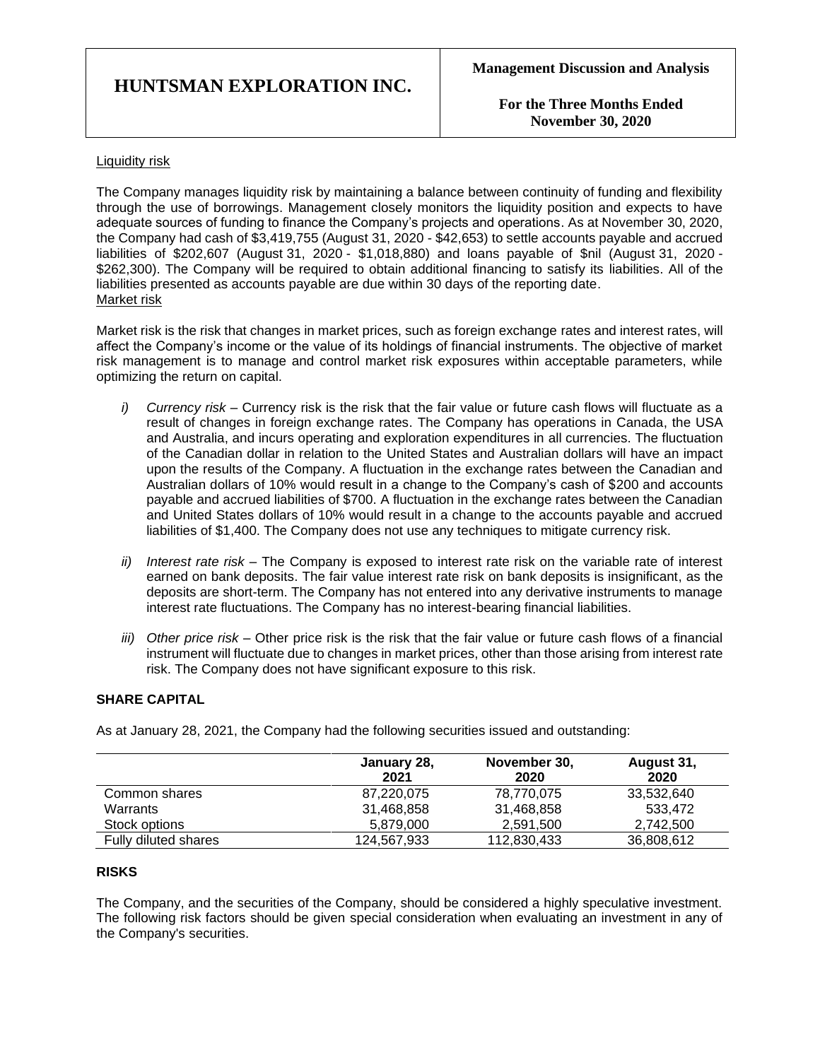Liquidity risk

The Company manages liquidity risk by maintaining a balance between continuity of funding and flexibility through the use of borrowings. Management closely monitors the liquidity position and expects to have adequate sources of funding to finance the Company's projects and operations. As at November 30, 2020, the Company had cash of $3,419,755 (August 31, 2020 - $42,653) to settle accounts payable and accrued liabilities of $202,607 (August 31, 2020 - $1,018,880) and loans payable of $nil (August 31, 2020 - $262,300). The Company will be required to obtain additional financing to satisfy its liabilities. All of the liabilities presented as accounts payable are due within 30 days of the reporting date.

Market risk

Market risk is the risk that changes in market prices, such as foreign exchange rates and interest rates, will affect the Company's income or the value of its holdings of financial instruments. The objective of market risk management is to manage and control market risk exposures within acceptable parameters, while optimizing the return on capital.

*i)* *Currency risk* – Currency risk is the risk that the fair value or future cash flows will fluctuate as a result of changes in foreign exchange rates. The Company has operations in Canada, the USA and Australia, and incurs operating and exploration expenditures in all currencies. The fluctuation of the Canadian dollar in relation to the United States and Australian dollars will have an impact upon the results of the Company. A fluctuation in the exchange rates between the Canadian and Australian dollars of 10% would result in a change to the Company's cash of $200 and accounts payable and accrued liabilities of $700. A fluctuation in the exchange rates between the Canadian and United States dollars of 10% would result in a change to the accounts payable and accrued liabilities of $1,400. The Company does not use any techniques to mitigate currency risk.

*ii)* *Interest rate risk* – The Company is exposed to interest rate risk on the variable rate of interest earned on bank deposits. The fair value interest rate risk on bank deposits is insignificant, as the deposits are short-term. The Company has not entered into any derivative instruments to manage interest rate fluctuations. The Company has no interest-bearing financial liabilities.

*iii)* *Other price risk* – Other price risk is the risk that the fair value or future cash flows of a financial instrument will fluctuate due to changes in market prices, other than those arising from interest rate risk. The Company does not have significant exposure to this risk.

## SHARE CAPITAL

As at January 28, 2021, the Company had the following securities issued and outstanding:

| | January 28, 2021 | November 30, 2020 | August 31, 2020 |
|---|---|---|---|
| Common shares | 87,220,075 | 78,770,075 | 33,532,640 |
| Warrants | 31,468,858 | 31,468,858 | 533,472 |
| Stock options | 5,879,000 | 2,591,500 | 2,742,500 |
| Fully diluted shares | 124,567,933 | 112,830,433 | 36,808,612 |

## RISKS

The Company, and the securities of the Company, should be considered a highly speculative investment. The following risk factors should be given special consideration when evaluating an investment in any of the Company's securities.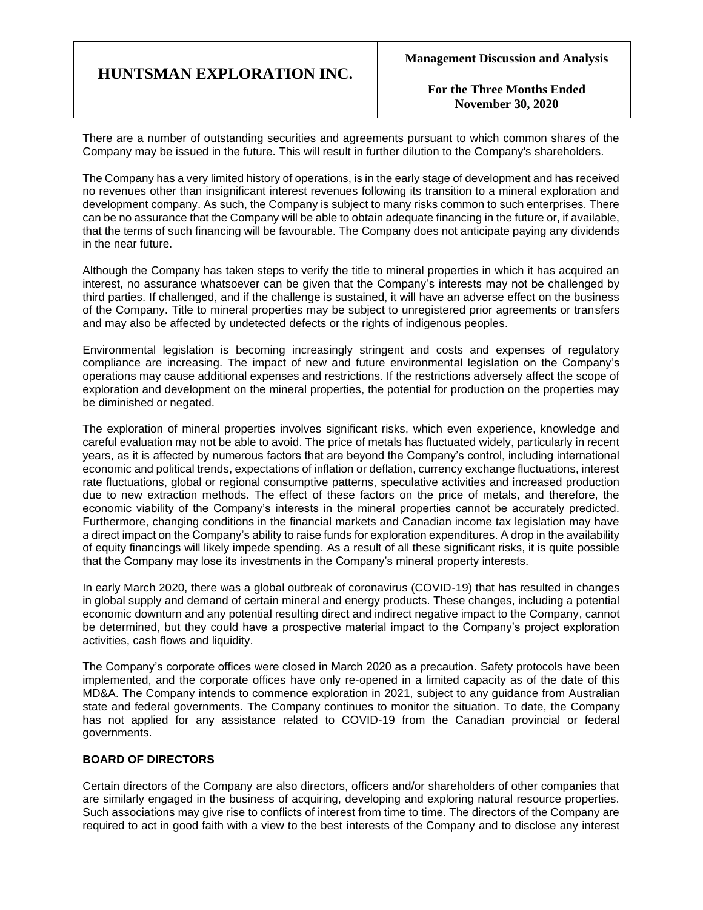There are a number of outstanding securities and agreements pursuant to which common shares of the Company may be issued in the future. This will result in further dilution to the Company's shareholders.

The Company has a very limited history of operations, is in the early stage of development and has received no revenues other than insignificant interest revenues following its transition to a mineral exploration and development company. As such, the Company is subject to many risks common to such enterprises. There can be no assurance that the Company will be able to obtain adequate financing in the future or, if available, that the terms of such financing will be favourable. The Company does not anticipate paying any dividends in the near future.

Although the Company has taken steps to verify the title to mineral properties in which it has acquired an interest, no assurance whatsoever can be given that the Company's interests may not be challenged by third parties. If challenged, and if the challenge is sustained, it will have an adverse effect on the business of the Company. Title to mineral properties may be subject to unregistered prior agreements or transfers and may also be affected by undetected defects or the rights of indigenous peoples.

Environmental legislation is becoming increasingly stringent and costs and expenses of regulatory compliance are increasing. The impact of new and future environmental legislation on the Company's operations may cause additional expenses and restrictions. If the restrictions adversely affect the scope of exploration and development on the mineral properties, the potential for production on the properties may be diminished or negated.

The exploration of mineral properties involves significant risks, which even experience, knowledge and careful evaluation may not be able to avoid. The price of metals has fluctuated widely, particularly in recent years, as it is affected by numerous factors that are beyond the Company's control, including international economic and political trends, expectations of inflation or deflation, currency exchange fluctuations, interest rate fluctuations, global or regional consumptive patterns, speculative activities and increased production due to new extraction methods. The effect of these factors on the price of metals, and therefore, the economic viability of the Company's interests in the mineral properties cannot be accurately predicted. Furthermore, changing conditions in the financial markets and Canadian income tax legislation may have a direct impact on the Company's ability to raise funds for exploration expenditures. A drop in the availability of equity financings will likely impede spending. As a result of all these significant risks, it is quite possible that the Company may lose its investments in the Company's mineral property interests.

In early March 2020, there was a global outbreak of coronavirus (COVID-19) that has resulted in changes in global supply and demand of certain mineral and energy products. These changes, including a potential economic downturn and any potential resulting direct and indirect negative impact to the Company, cannot be determined, but they could have a prospective material impact to the Company's project exploration activities, cash flows and liquidity.

The Company's corporate offices were closed in March 2020 as a precaution. Safety protocols have been implemented, and the corporate offices have only re-opened in a limited capacity as of the date of this MD&A. The Company intends to commence exploration in 2021, subject to any guidance from Australian state and federal governments. The Company continues to monitor the situation. To date, the Company has not applied for any assistance related to COVID-19 from the Canadian provincial or federal governments.

## BOARD OF DIRECTORS

Certain directors of the Company are also directors, officers and/or shareholders of other companies that are similarly engaged in the business of acquiring, developing and exploring natural resource properties. Such associations may give rise to conflicts of interest from time to time. The directors of the Company are required to act in good faith with a view to the best interests of the Company and to disclose any interest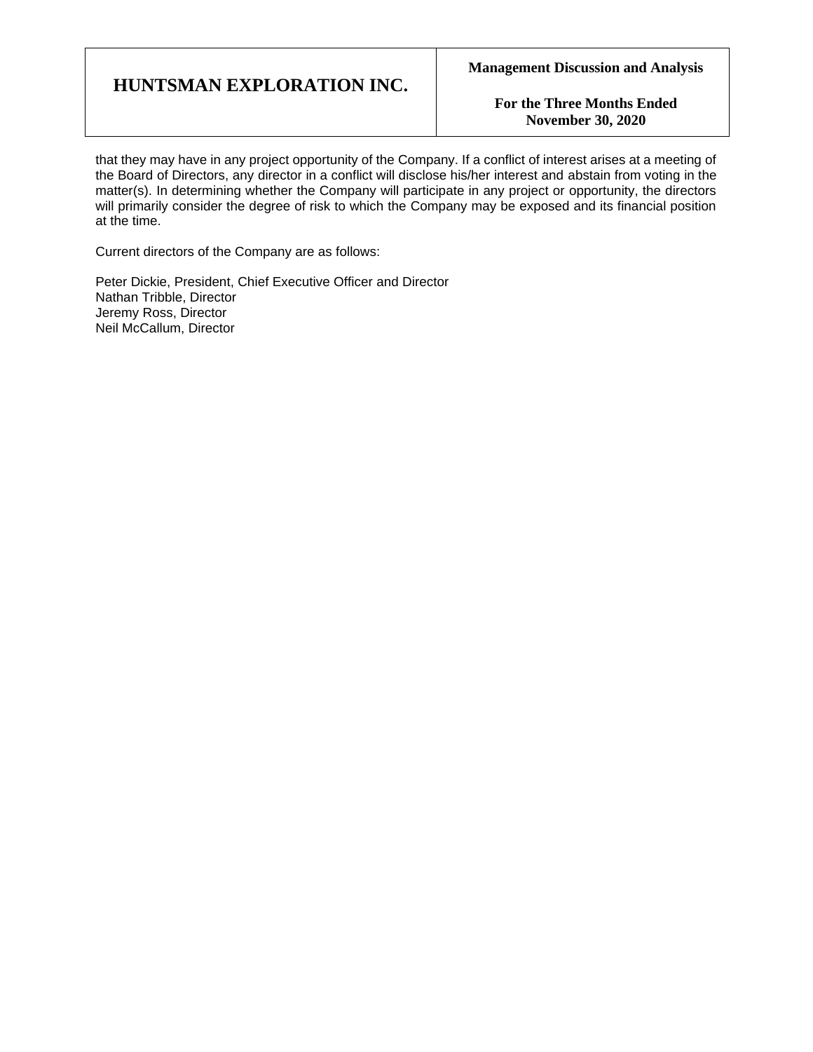that they may have in any project opportunity of the Company. If a conflict of interest arises at a meeting of the Board of Directors, any director in a conflict will disclose his/her interest and abstain from voting in the matter(s). In determining whether the Company will participate in any project or opportunity, the directors will primarily consider the degree of risk to which the Company may be exposed and its financial position at the time.

Current directors of the Company are as follows:

Peter Dickie, President, Chief Executive Officer and Director
Nathan Tribble, Director
Jeremy Ross, Director
Neil McCallum, Director